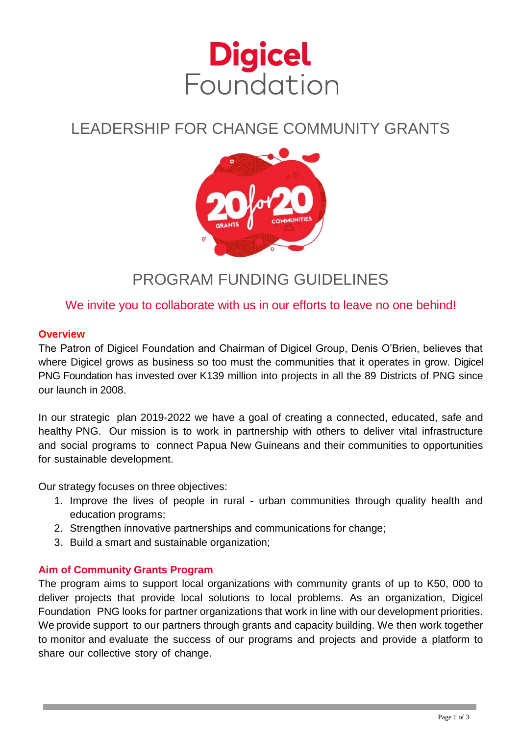Digicel Foundation

# LEADERSHIP FOR CHANGE COMMUNITY GRANTS

# PROGRAM FUNDING GUIDELINES

We invite you to collaborate with us in our efforts to leave no one behind!

## Overview

The Patron of Digicel Foundation and Chairman of Digicel Group, Denis O'Brien, believes that where Digicel grows as business so too must the communities that it operates in grow. Digicel PNG Foundation has invested over K139 million into projects in all the 89 Districts of PNG since our launch in 2008.

In our strategic plan 2019-2022 we have a goal of creating a connected, educated, safe and healthy PNG. Our mission is to work in partnership with others to deliver vital infrastructure and social programs to connect Papua New Guineans and their communities to opportunities for sustainable development.

Our strategy focuses on three objectives:

1. Improve the lives of people in rural - urban communities through quality health and education programs;
2. Strengthen innovative partnerships and communications for change;
3. Build a smart and sustainable organization;

## Aim of Community Grants Program

The program aims to support local organizations with community grants of up to K50, 000 to deliver projects that provide local solutions to local problems. As an organization, Digicel Foundation PNG looks for partner organizations that work in line with our development priorities. We provide support to our partners through grants and capacity building. We then work together to monitor and evaluate the success of our programs and projects and provide a platform to share our collective story of change.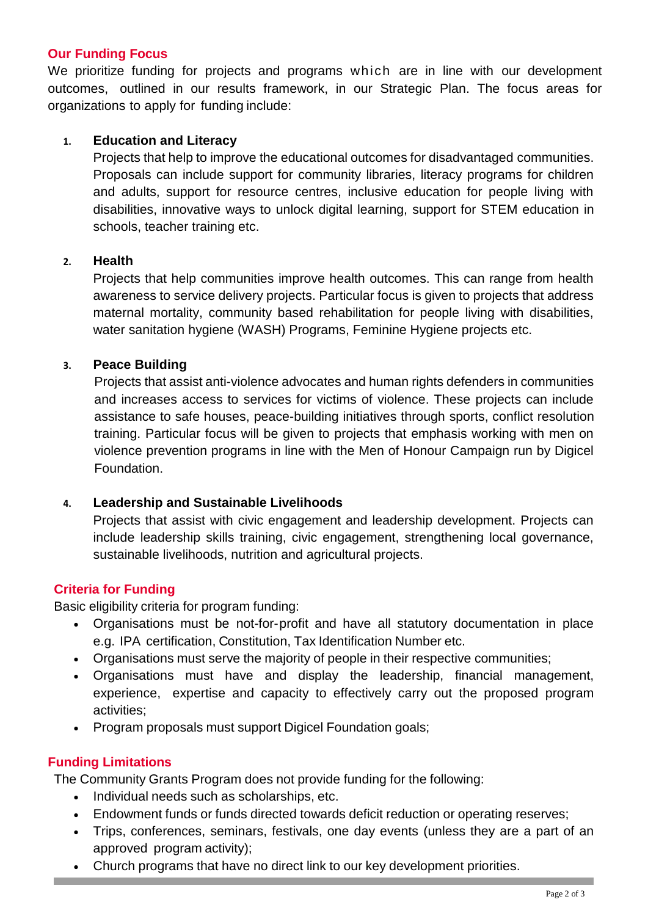## Our Funding Focus

We prioritize funding for projects and programs which are in line with our development outcomes, outlined in our results framework, in our Strategic Plan. The focus areas for organizations to apply for funding include:

1. **Education and Literacy**

   Projects that help to improve the educational outcomes for disadvantaged communities. Proposals can include support for community libraries, literacy programs for children and adults, support for resource centres, inclusive education for people living with disabilities, innovative ways to unlock digital learning, support for STEM education in schools, teacher training etc.

2. **Health**

   Projects that help communities improve health outcomes. This can range from health awareness to service delivery projects. Particular focus is given to projects that address maternal mortality, community based rehabilitation for people living with disabilities, water sanitation hygiene (WASH) Programs, Feminine Hygiene projects etc.

3. **Peace Building**

   Projects that assist anti-violence advocates and human rights defenders in communities and increases access to services for victims of violence. These projects can include assistance to safe houses, peace-building initiatives through sports, conflict resolution training. Particular focus will be given to projects that emphasis working with men on violence prevention programs in line with the Men of Honour Campaign run by Digicel Foundation.

4. **Leadership and Sustainable Livelihoods**

   Projects that assist with civic engagement and leadership development. Projects can include leadership skills training, civic engagement, strengthening local governance, sustainable livelihoods, nutrition and agricultural projects.

## Criteria for Funding

Basic eligibility criteria for program funding:

- Organisations must be not-for-profit and have all statutory documentation in place e.g. IPA certification, Constitution, Tax Identification Number etc.
- Organisations must serve the majority of people in their respective communities;
- Organisations must have and display the leadership, financial management, experience, expertise and capacity to effectively carry out the proposed program activities;
- Program proposals must support Digicel Foundation goals;

## Funding Limitations

The Community Grants Program does not provide funding for the following:

- Individual needs such as scholarships, etc.
- Endowment funds or funds directed towards deficit reduction or operating reserves;
- Trips, conferences, seminars, festivals, one day events (unless they are a part of an approved program activity);
- Church programs that have no direct link to our key development priorities.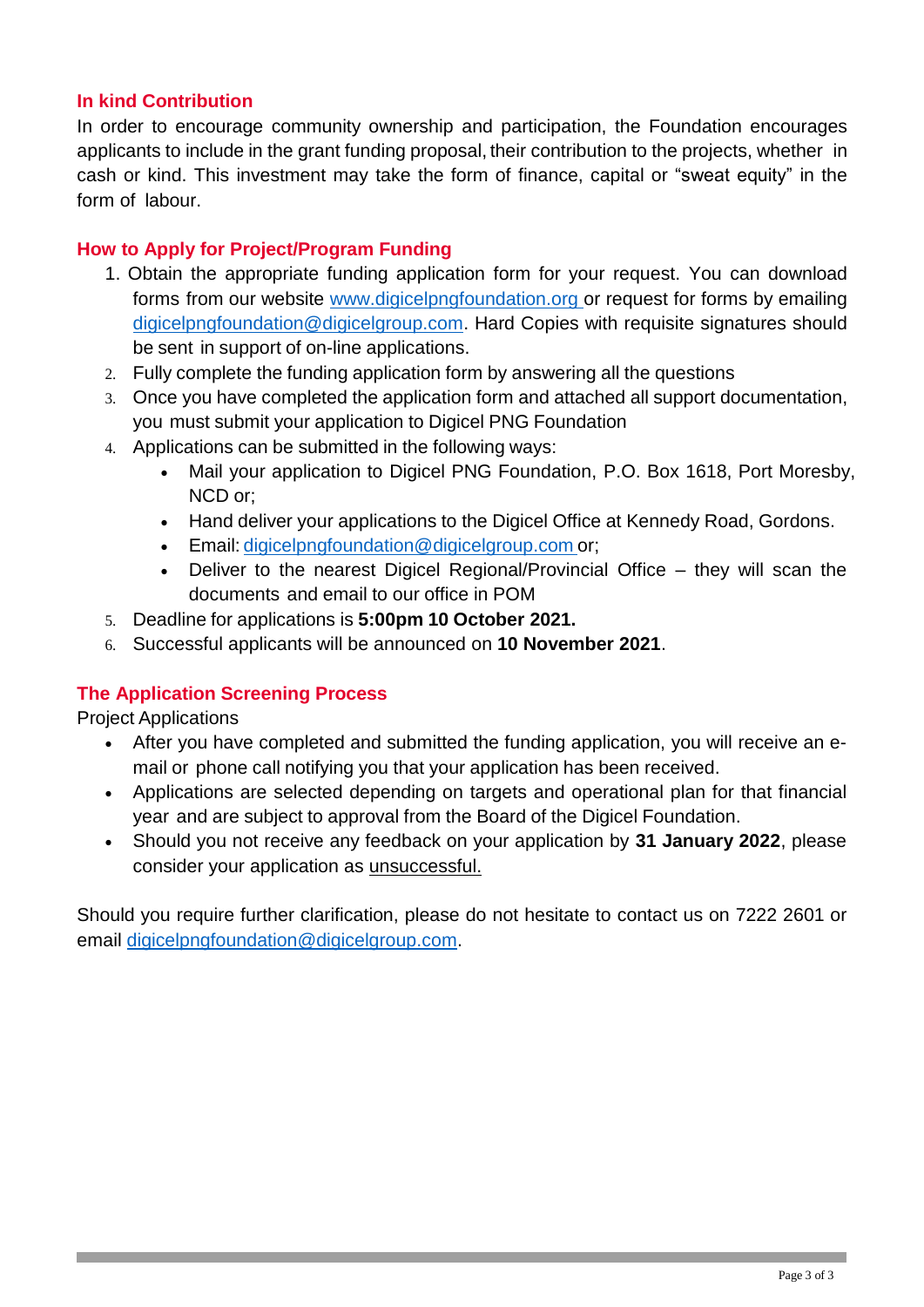## In kind Contribution

In order to encourage community ownership and participation, the Foundation encourages applicants to include in the grant funding proposal, their contribution to the projects, whether in cash or kind. This investment may take the form of finance, capital or "sweat equity" in the form of labour.

## How to Apply for Project/Program Funding

1. Obtain the appropriate funding application form for your request. You can download forms from our website www.digicelpngfoundation.org or request for forms by emailing digicelpngfoundation@digicelgroup.com. Hard Copies with requisite signatures should be sent in support of on-line applications.
2. Fully complete the funding application form by answering all the questions
3. Once you have completed the application form and attached all support documentation, you must submit your application to Digicel PNG Foundation
4. Applications can be submitted in the following ways:
   - Mail your application to Digicel PNG Foundation, P.O. Box 1618, Port Moresby, NCD or;
   - Hand deliver your applications to the Digicel Office at Kennedy Road, Gordons.
   - Email: digicelpngfoundation@digicelgroup.com or;
   - Deliver to the nearest Digicel Regional/Provincial Office – they will scan the documents and email to our office in POM
5. Deadline for applications is **5:00pm 10 October 2021.**
6. Successful applicants will be announced on **10 November 2021**.

## The Application Screening Process

Project Applications

- After you have completed and submitted the funding application, you will receive an e-mail or phone call notifying you that your application has been received.
- Applications are selected depending on targets and operational plan for that financial year and are subject to approval from the Board of the Digicel Foundation.
- Should you not receive any feedback on your application by **31 January 2022**, please consider your application as unsuccessful.

Should you require further clarification, please do not hesitate to contact us on 7222 2601 or email digicelpngfoundation@digicelgroup.com.